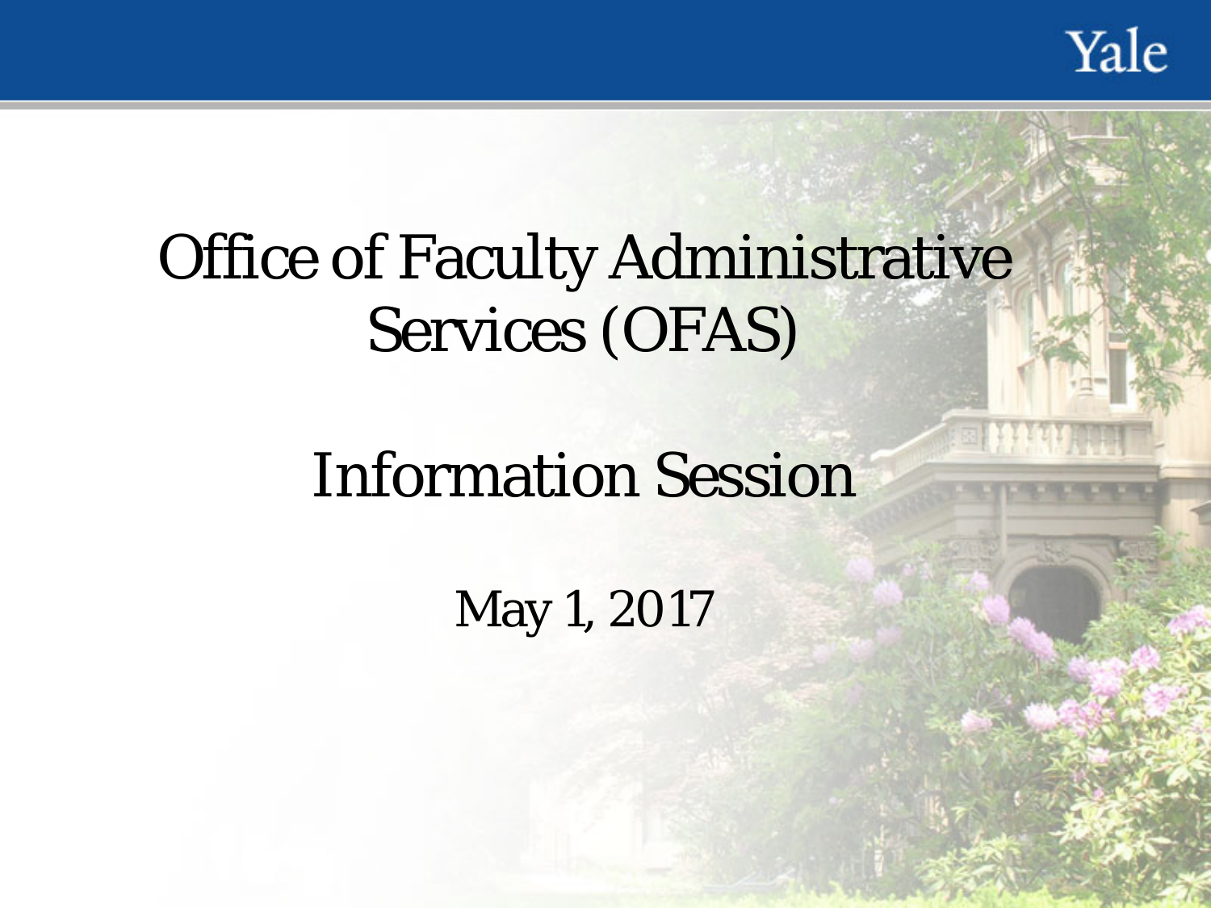# Office of Faculty Administrative Services (OFAS)

## Information Session

May 1, 2017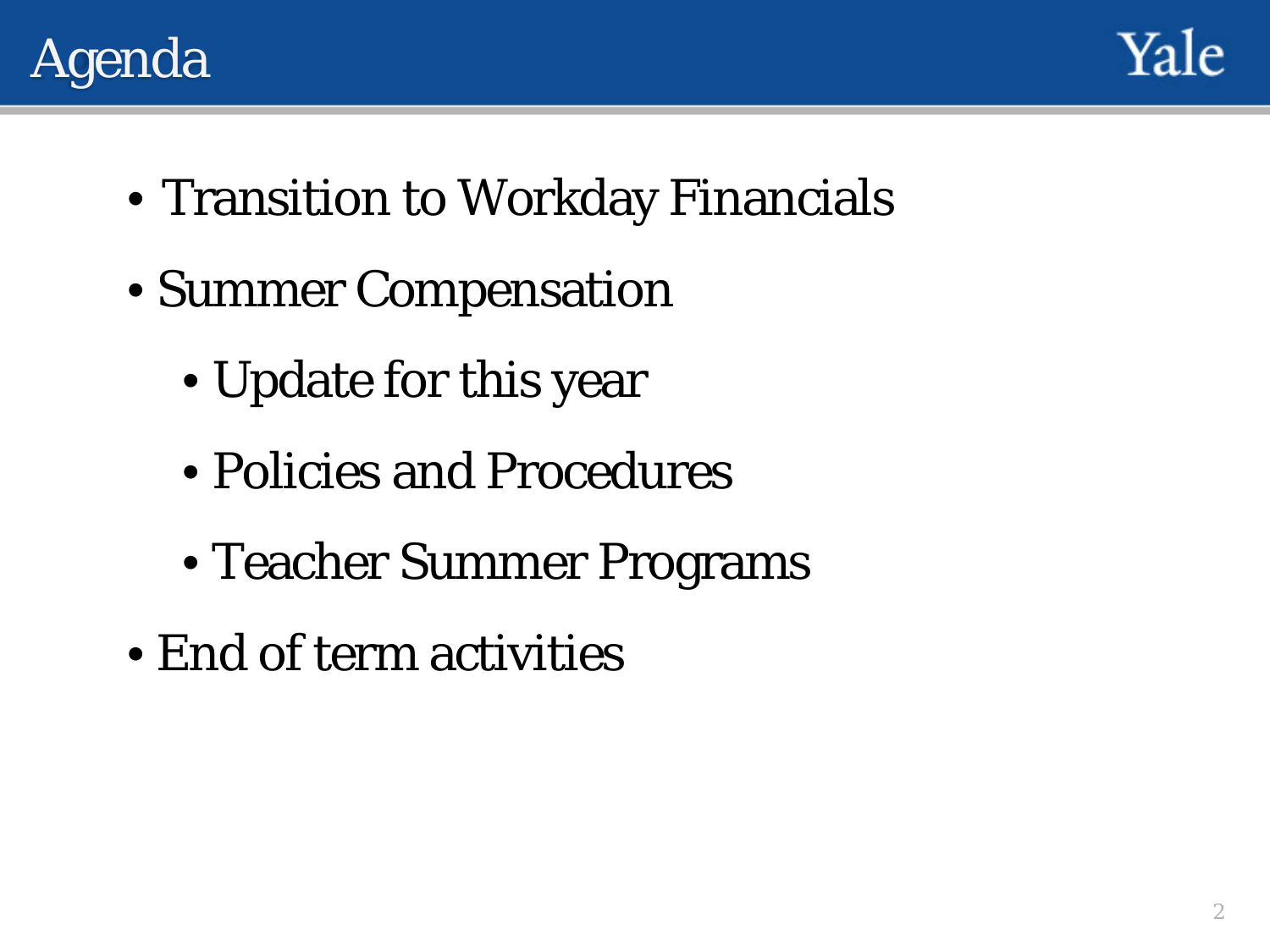# Agenda

- Transition to Workday Financials
- Summer Compensation
  - Update for this year
  - Policies and Procedures
  - Teacher Summer Programs
- End of term activities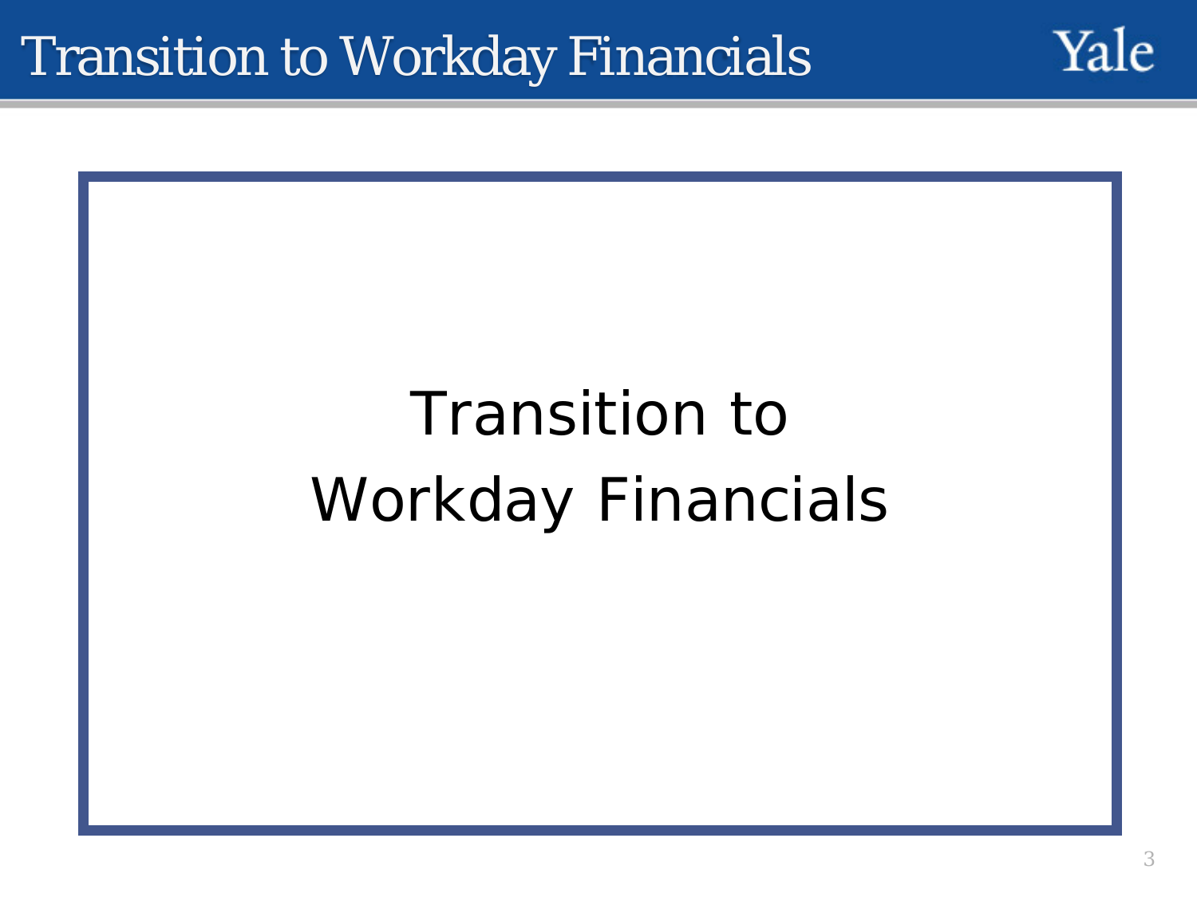# Transition to Workday Financials

Transition to
Workday Financials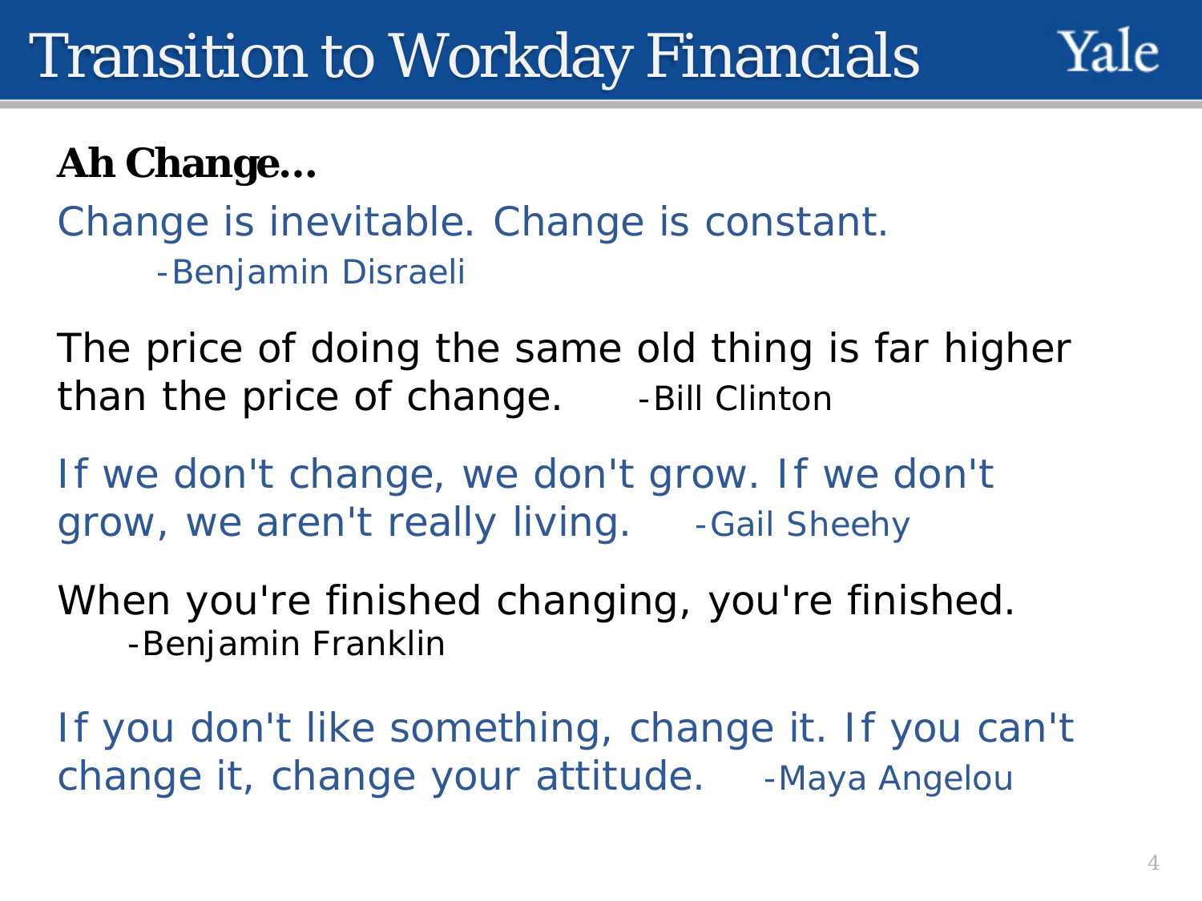# Transition to Workday Financials

**Ah Change…**

Change is inevitable. Change is constant.
-Benjamin Disraeli

The price of doing the same old thing is far higher than the price of change. -Bill Clinton

If we don't change, we don't grow. If we don't grow, we aren't really living. -Gail Sheehy

When you're finished changing, you're finished.
-Benjamin Franklin

If you don't like something, change it. If you can't change it, change your attitude. -Maya Angelou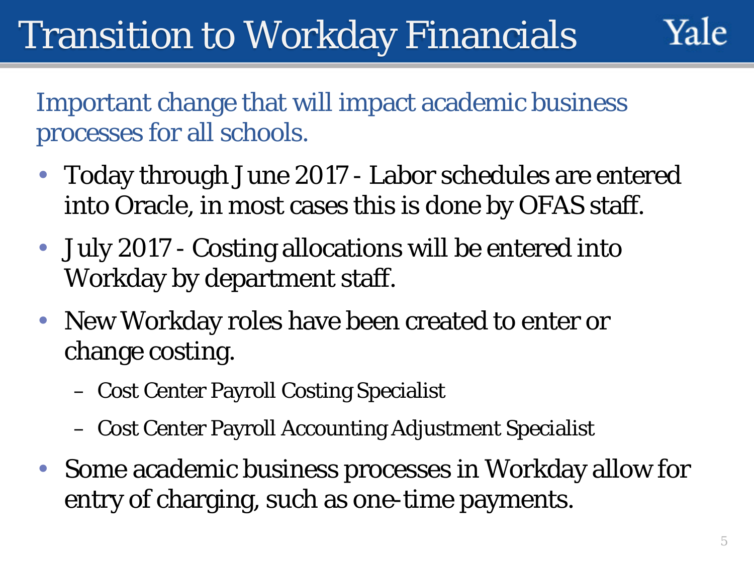# Transition to Workday Financials

Important change that will impact academic business processes for all schools.

- Today through June 2017 - Labor schedules are entered into Oracle, in most cases this is done by OFAS staff.
- July 2017 - Costing allocations will be entered into Workday by department staff.
- New Workday roles have been created to enter or change costing.
  - Cost Center Payroll Costing Specialist
  - Cost Center Payroll Accounting Adjustment Specialist
- Some academic business processes in Workday allow for entry of charging, such as one-time payments.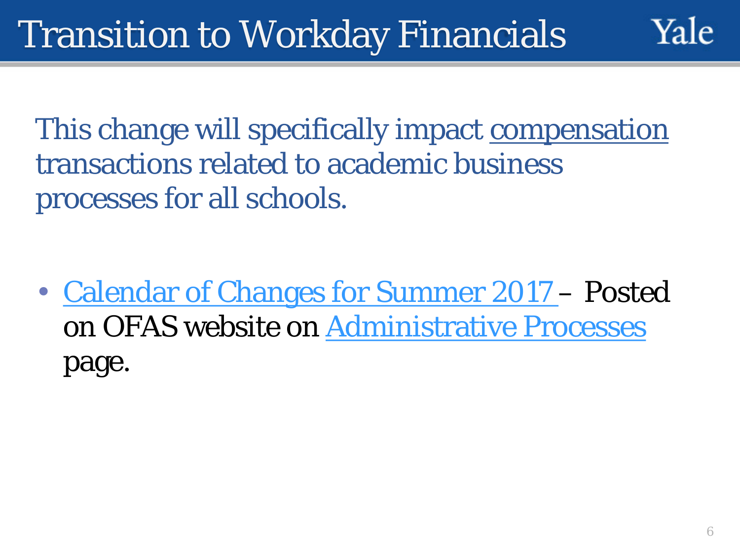# Transition to Workday Financials

This change will specifically impact compensation transactions related to academic business processes for all schools.

- Calendar of Changes for Summer 2017 – Posted on OFAS website on Administrative Processes page.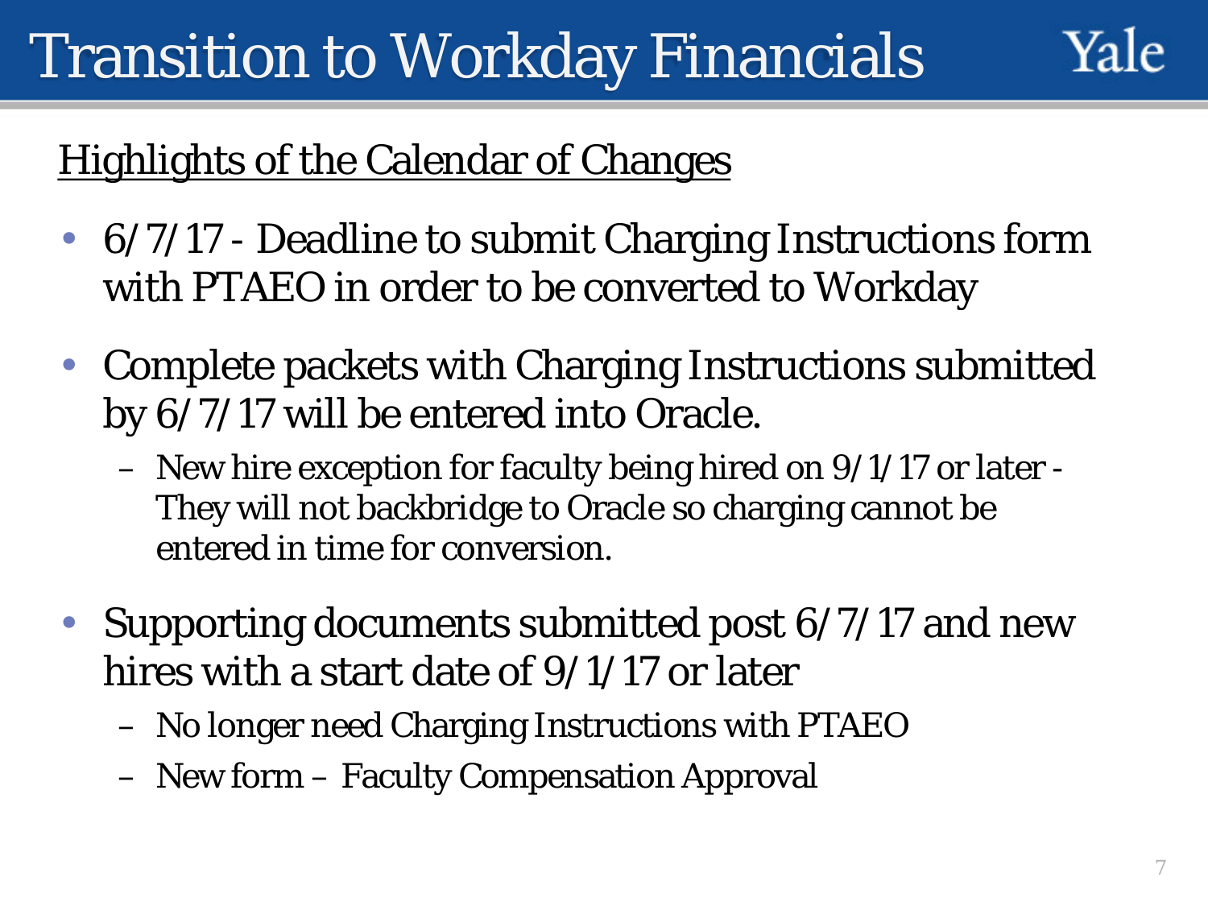# Transition to Workday Financials

Yale

## Highlights of the Calendar of Changes

- 6/7/17 - Deadline to submit Charging Instructions form with PTAEO in order to be converted to Workday
- Complete packets with Charging Instructions submitted by 6/7/17 will be entered into Oracle.
  - New hire exception for faculty being hired on 9/1/17 or later - They will not backbridge to Oracle so charging cannot be entered in time for conversion.
- Supporting documents submitted post 6/7/17 and new hires with a start date of 9/1/17 or later
  - No longer need Charging Instructions with PTAEO
  - New form – Faculty Compensation Approval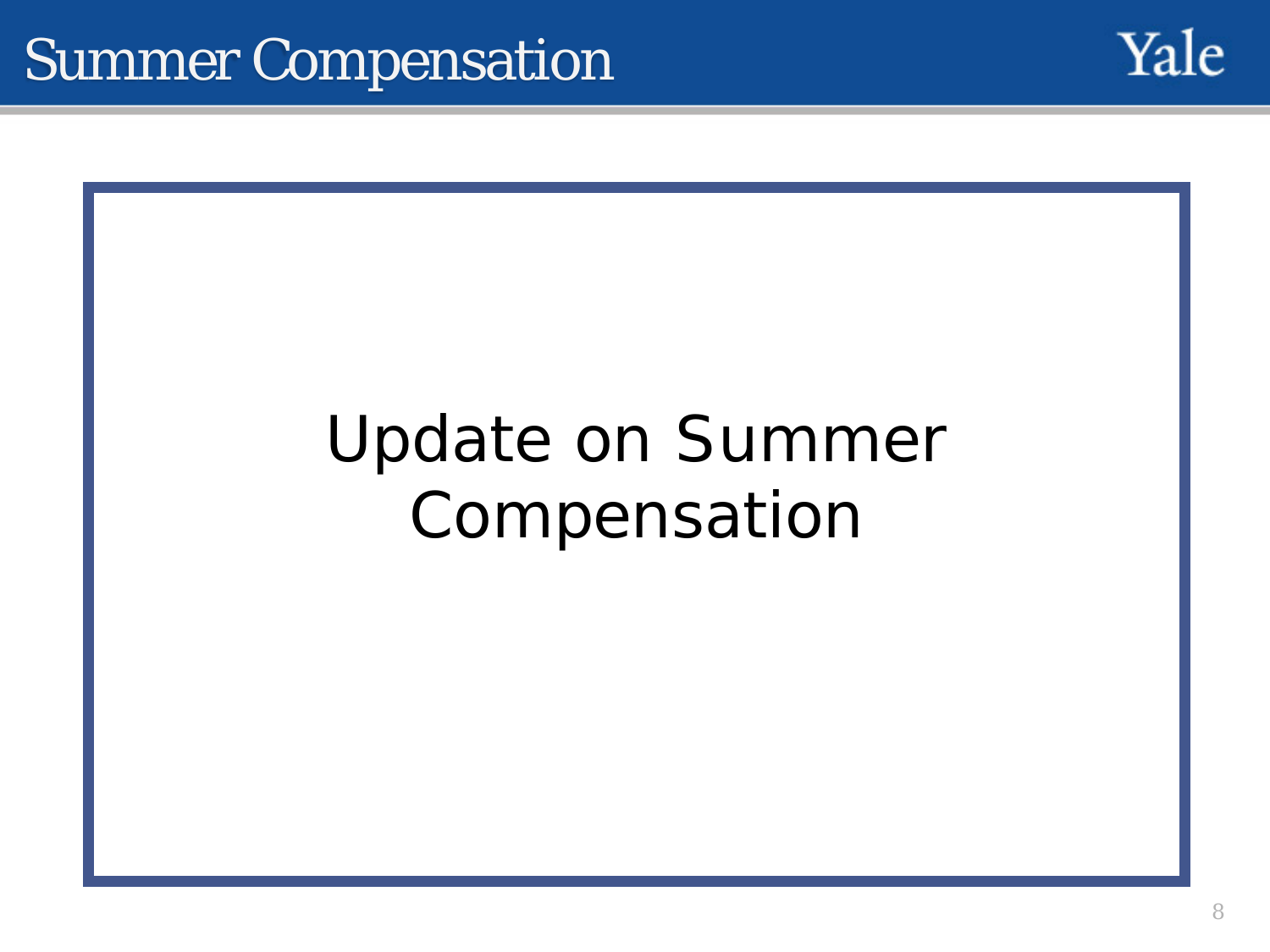# Summer Compensation

Update on Summer Compensation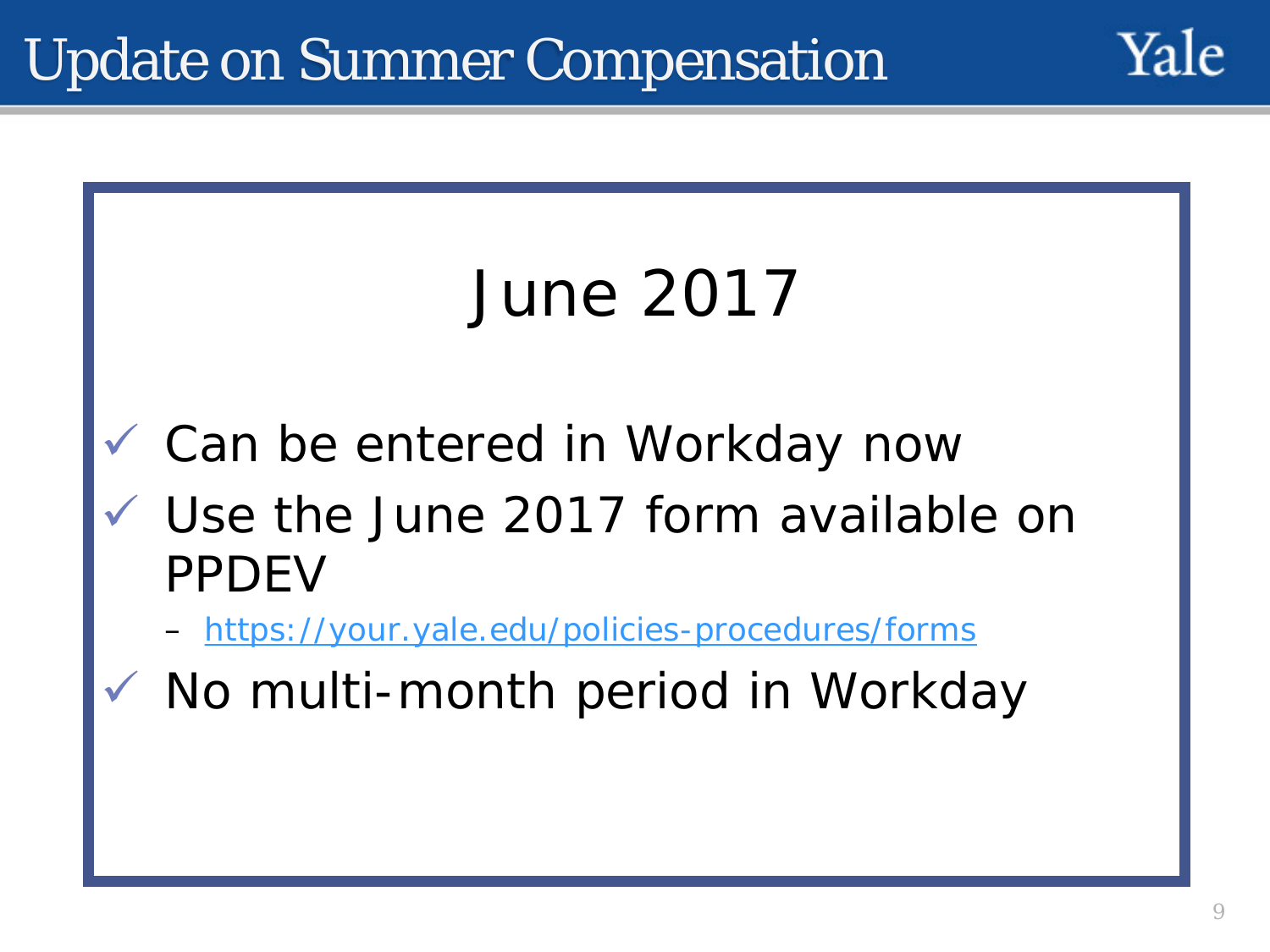# Update on Summer Compensation

## June 2017

- ✓ Can be entered in Workday now
- ✓ Use the June 2017 form available on PPDEV
  - https://your.yale.edu/policies-procedures/forms
- ✓ No multi-month period in Workday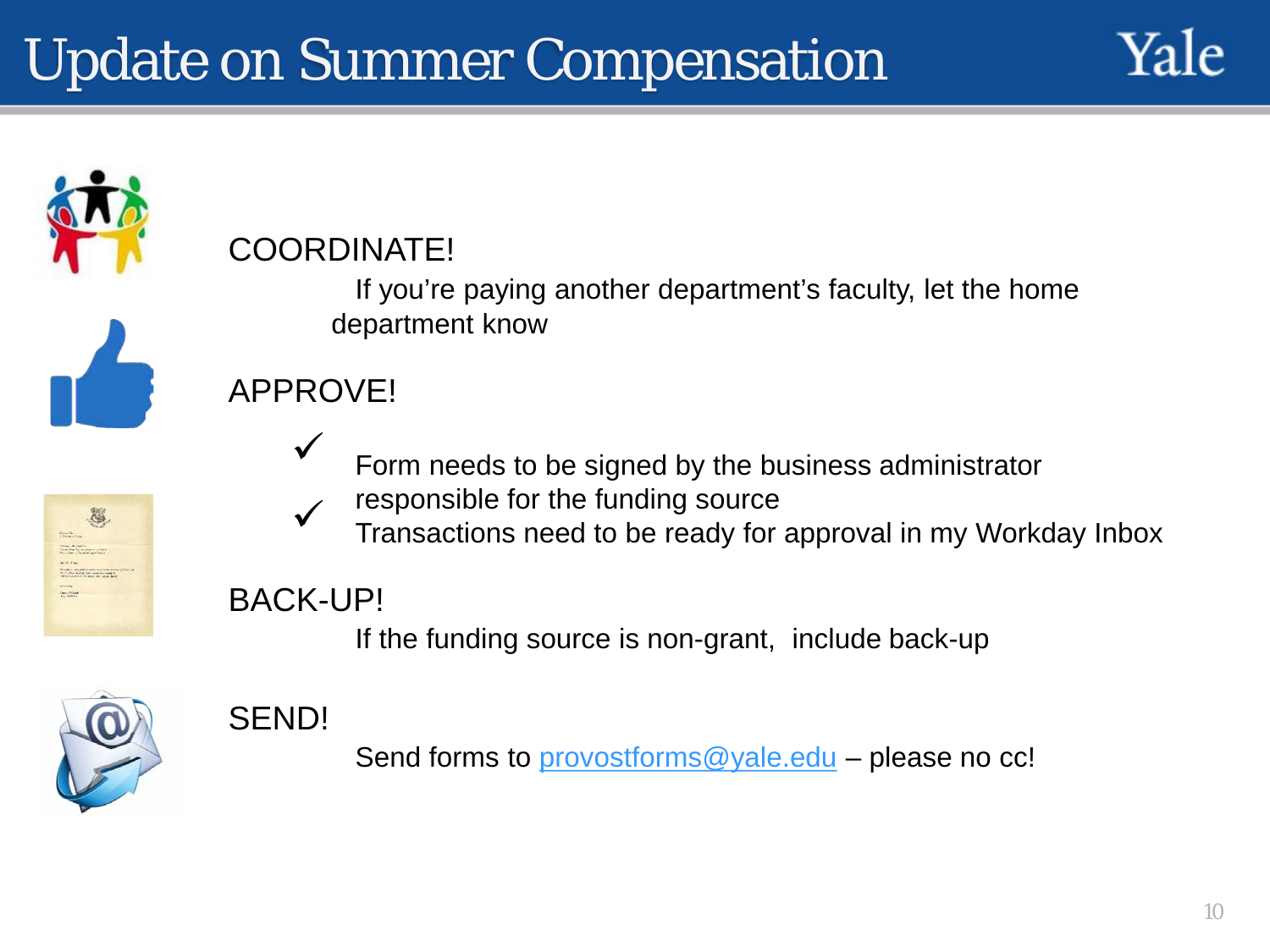# Update on Summer Compensation

## COORDINATE!

If you're paying another department's faculty, let the home department know

## APPROVE!

- ✓ Form needs to be signed by the business administrator responsible for the funding source
- ✓ Transactions need to be ready for approval in my Workday Inbox

## BACK-UP!

If the funding source is non-grant, include back-up

## SEND!

Send forms to [provostforms@yale.edu](mailto:provostforms@yale.edu) – please no cc!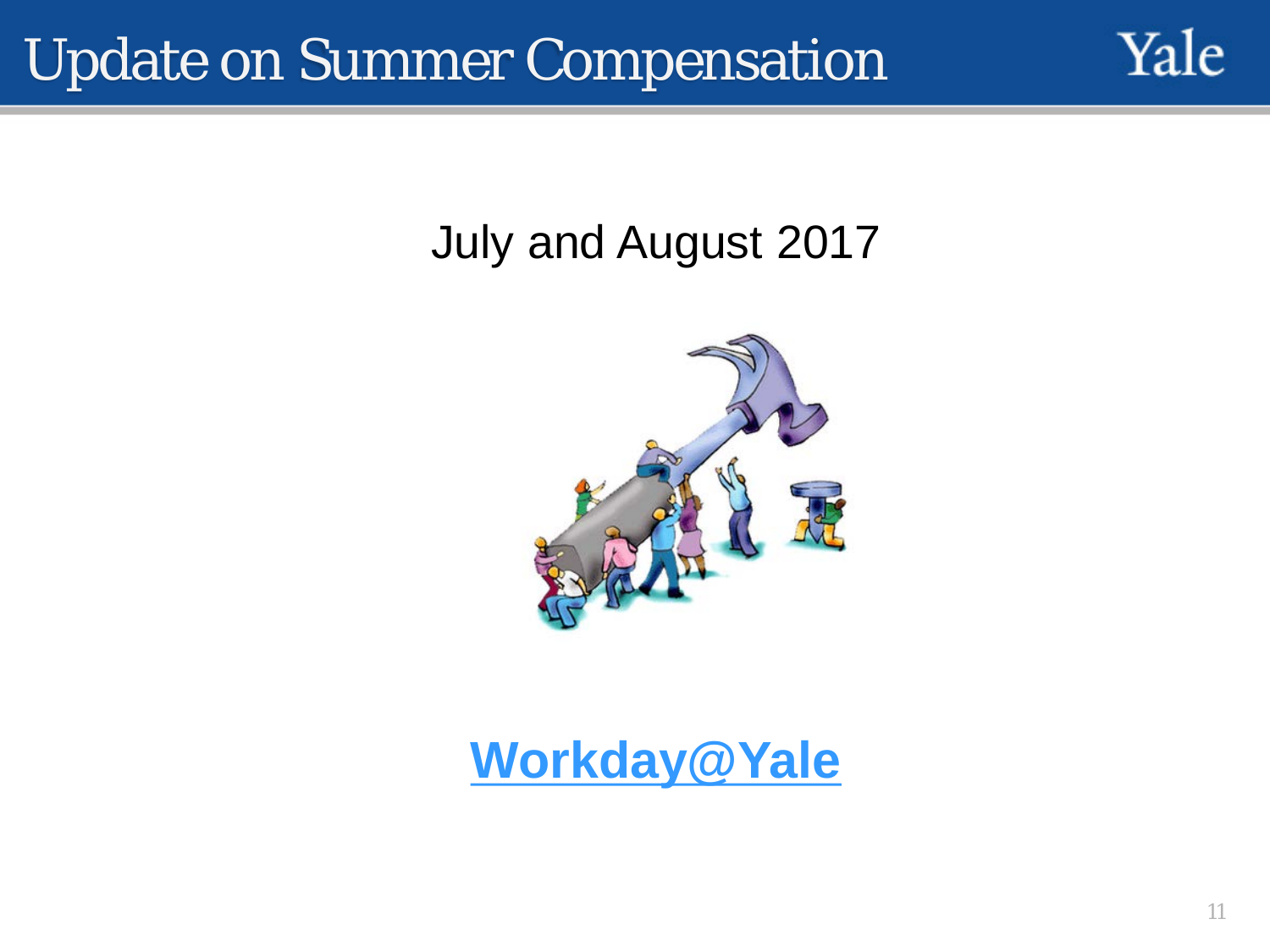# Update on Summer Compensation

July and August 2017

[Workday@Yale]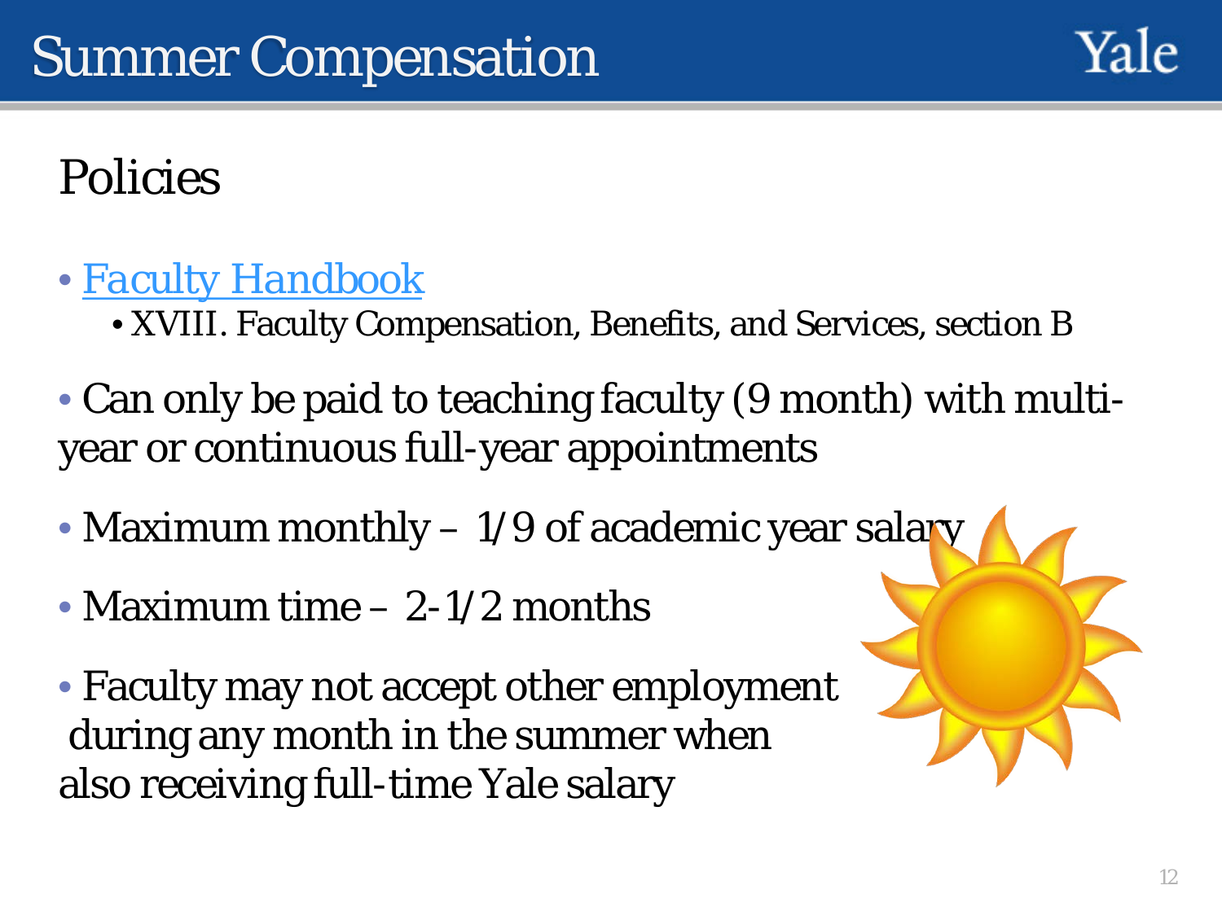# Summer Compensation

## Policies

- Faculty Handbook
  - XVIII. Faculty Compensation, Benefits, and Services, section B
- Can only be paid to teaching faculty (9 month) with multi-year or continuous full-year appointments
- Maximum monthly – 1/9 of academic year salary
- Maximum time – 2-1/2 months
- Faculty may not accept other employment during any month in the summer when also receiving full-time Yale salary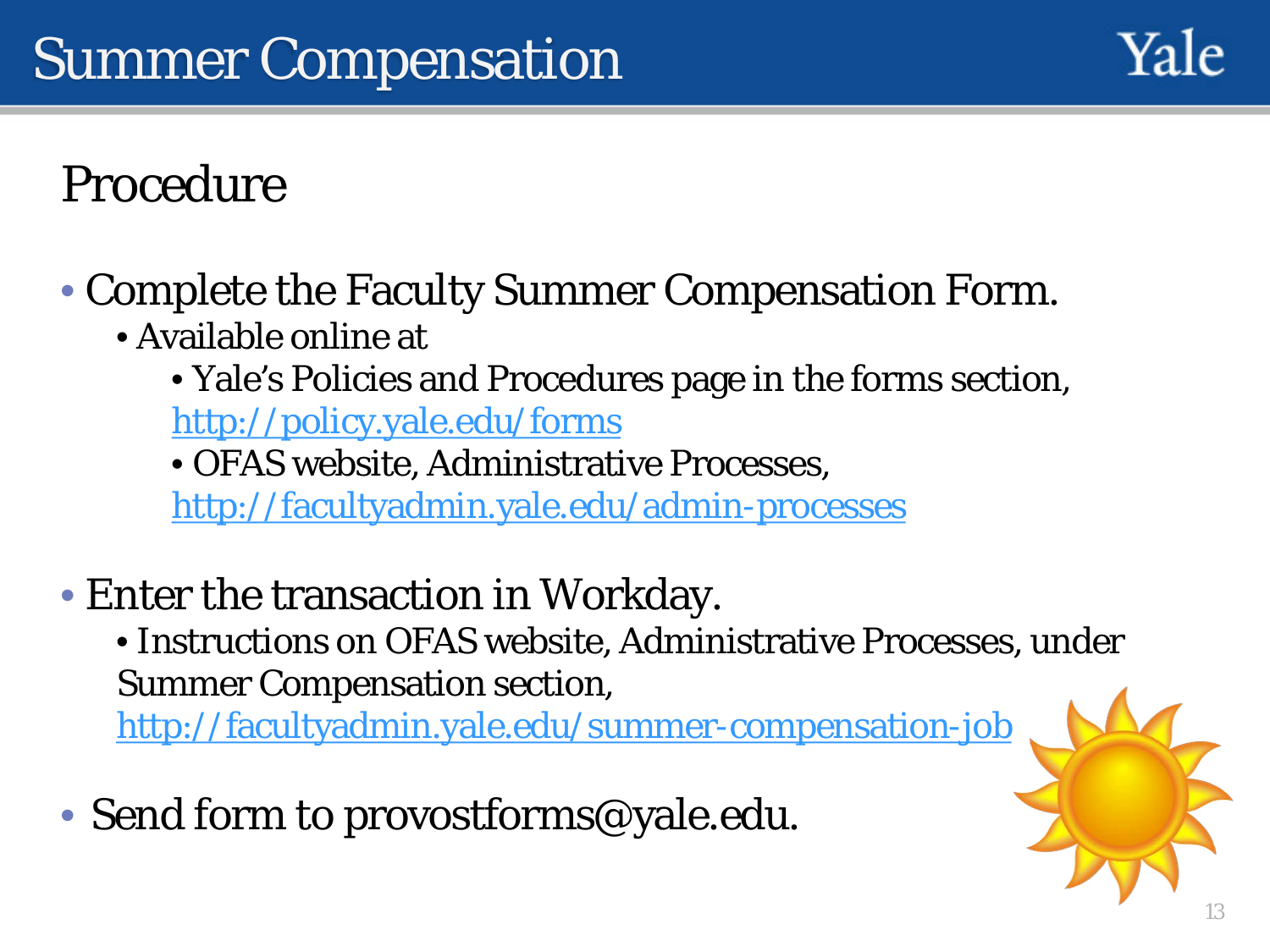# Summer Compensation

## Procedure

- Complete the Faculty Summer Compensation Form.
  - Available online at
    - Yale's Policies and Procedures page in the forms section, http://policy.yale.edu/forms
    - OFAS website, Administrative Processes, http://facultyadmin.yale.edu/admin-processes
- Enter the transaction in Workday.
  - Instructions on OFAS website, Administrative Processes, under Summer Compensation section, http://facultyadmin.yale.edu/summer-compensation-job
- Send form to provostforms@yale.edu.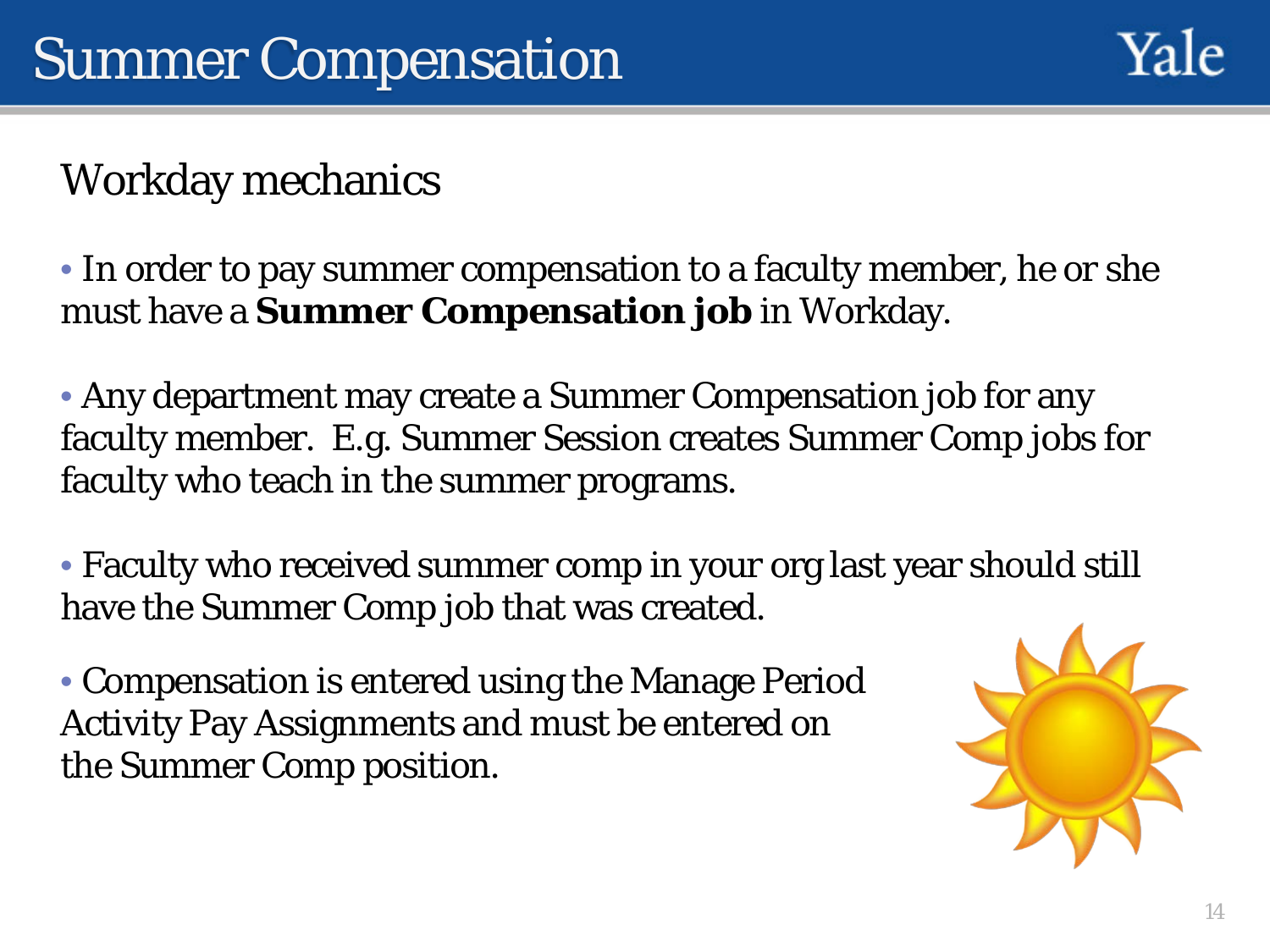# Summer Compensation

## Workday mechanics

- In order to pay summer compensation to a faculty member, he or she must have a **Summer Compensation job** in Workday.

- Any department may create a Summer Compensation job for any faculty member. E.g. Summer Session creates Summer Comp jobs for faculty who teach in the summer programs.

- Faculty who received summer comp in your org last year should still have the Summer Comp job that was created.

- Compensation is entered using the Manage Period Activity Pay Assignments and must be entered on the Summer Comp position.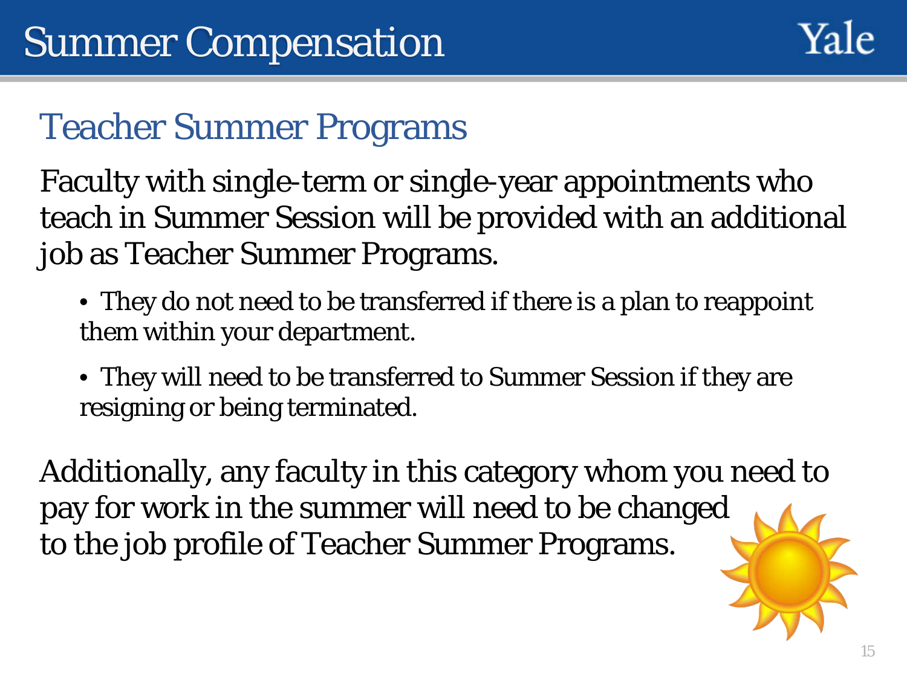# Summer Compensation

## Teacher Summer Programs

Faculty with single-term or single-year appointments who teach in Summer Session will be provided with an additional job as Teacher Summer Programs.

- They do not need to be transferred if there is a plan to reappoint them within your department.
- They will need to be transferred to Summer Session if they are resigning or being terminated.

Additionally, any faculty in this category whom you need to pay for work in the summer will need to be changed to the job profile of Teacher Summer Programs.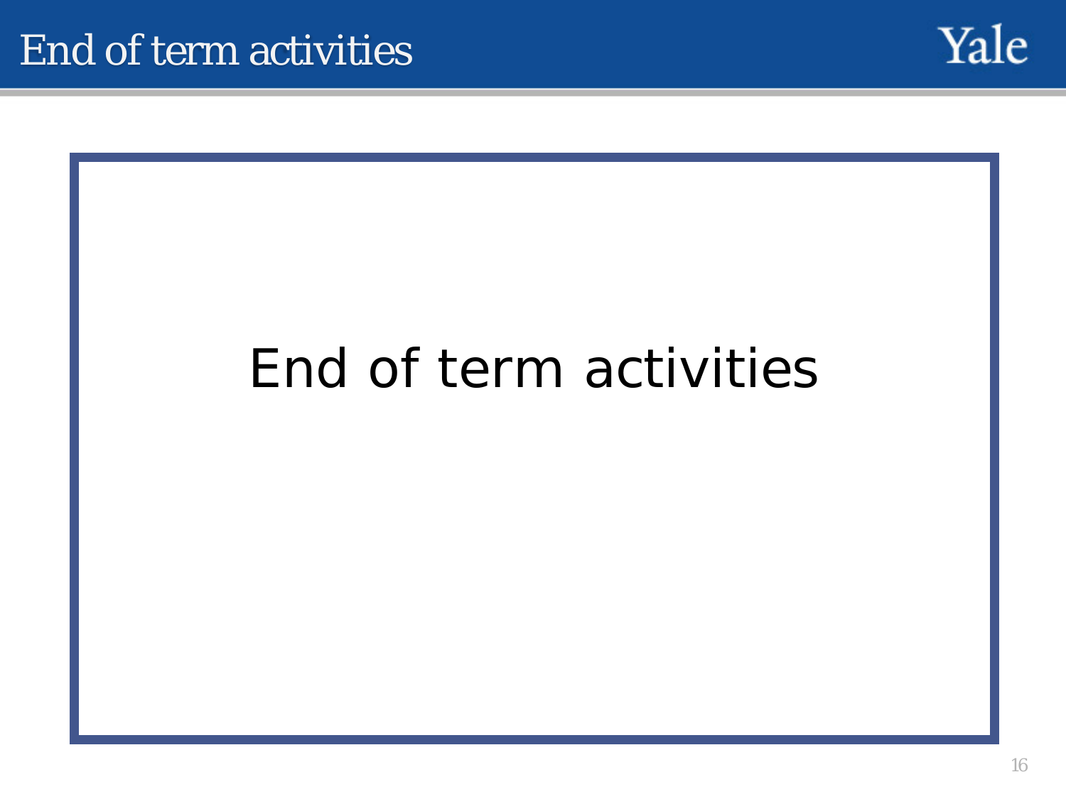# End of term activities

End of term activities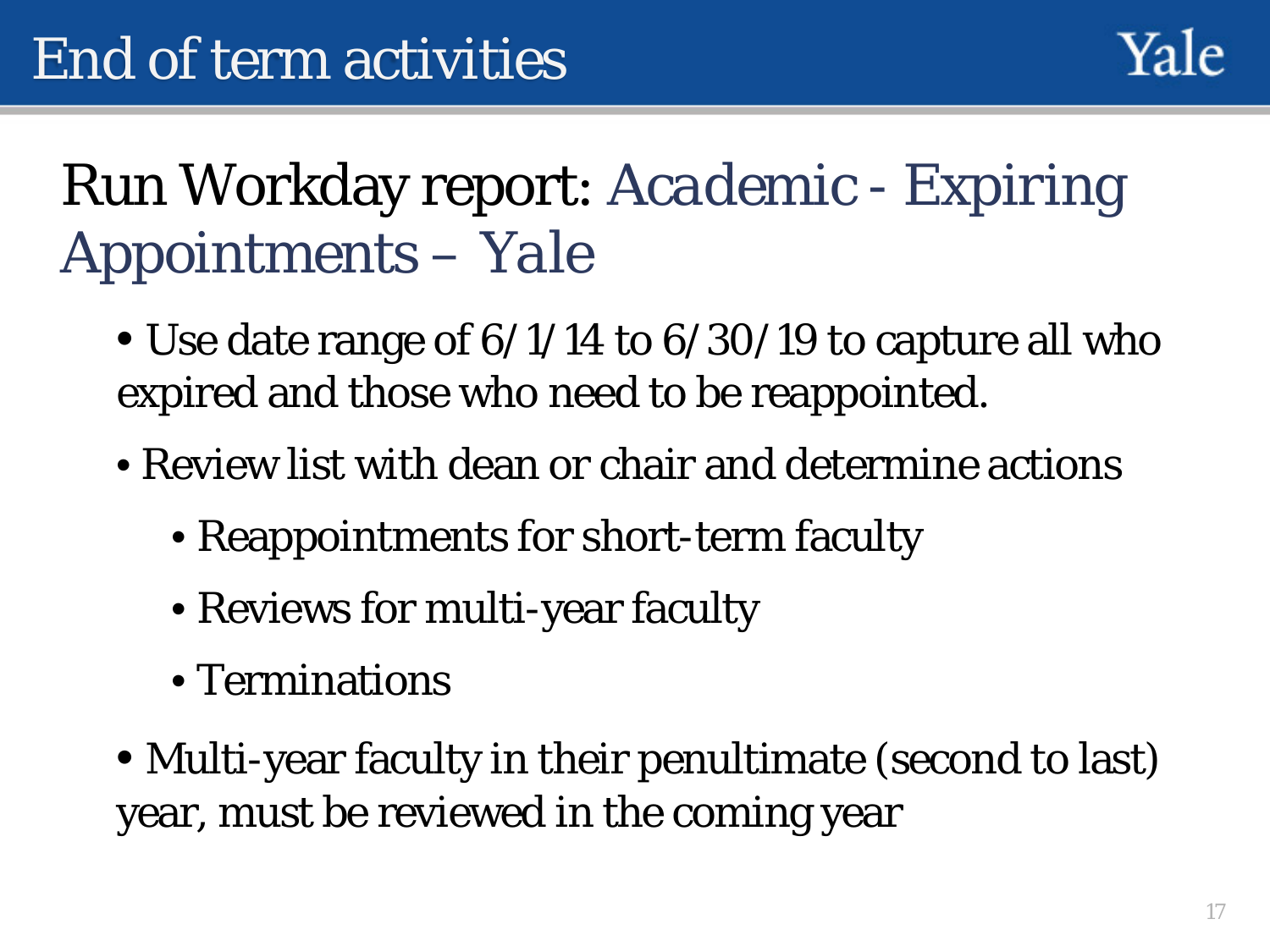# End of term activities

## Run Workday report: Academic - Expiring Appointments – Yale

- Use date range of 6/1/14 to 6/30/19 to capture all who expired and those who need to be reappointed.
- Review list with dean or chair and determine actions
  - Reappointments for short-term faculty
  - Reviews for multi-year faculty
  - Terminations
- Multi-year faculty in their penultimate (second to last) year, must be reviewed in the coming year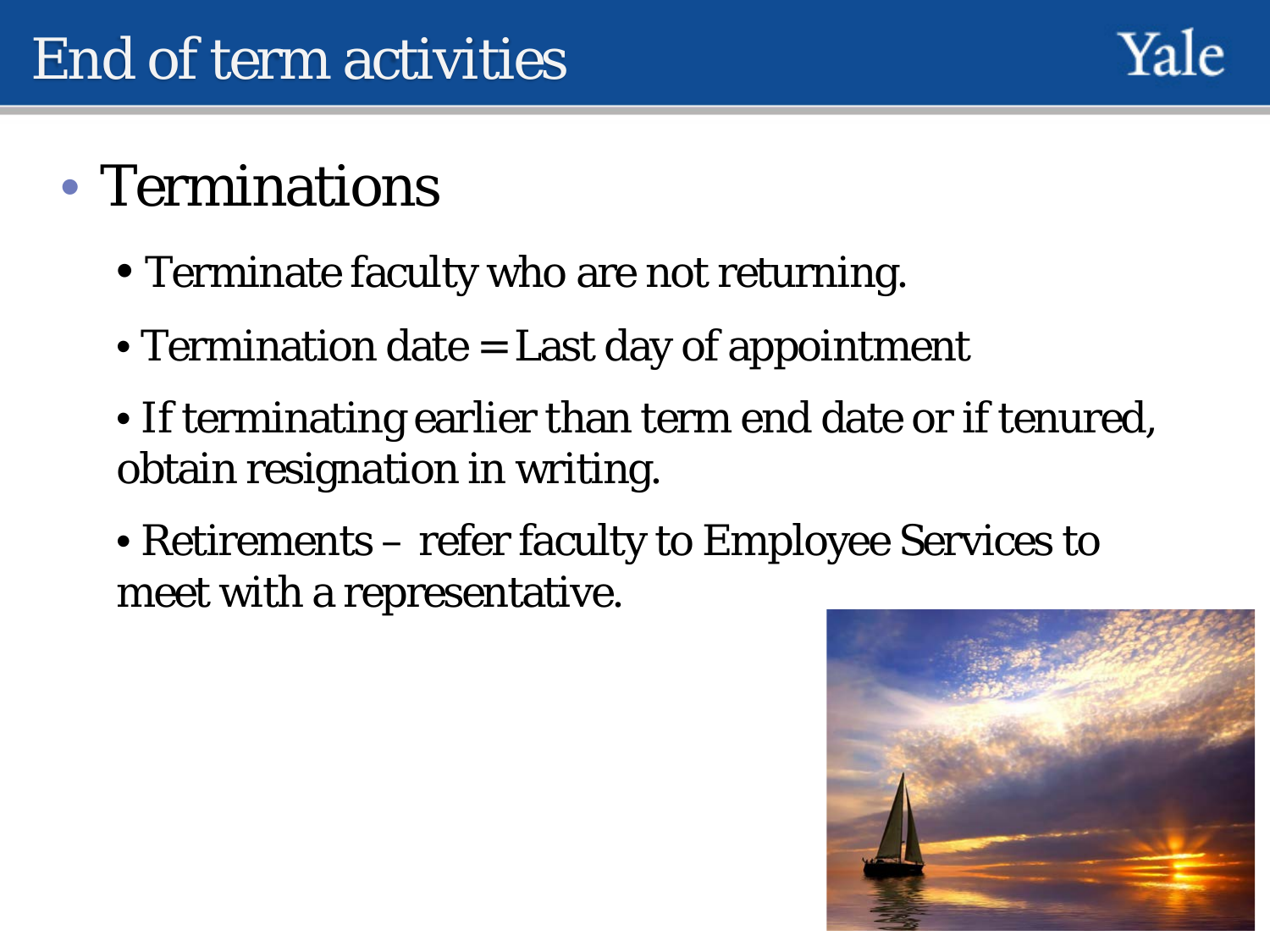# End of term activities

- Terminations
  - Terminate faculty who are not returning.
  - Termination date = Last day of appointment
  - If terminating earlier than term end date or if tenured, obtain resignation in writing.
  - Retirements – refer faculty to Employee Services to meet with a representative.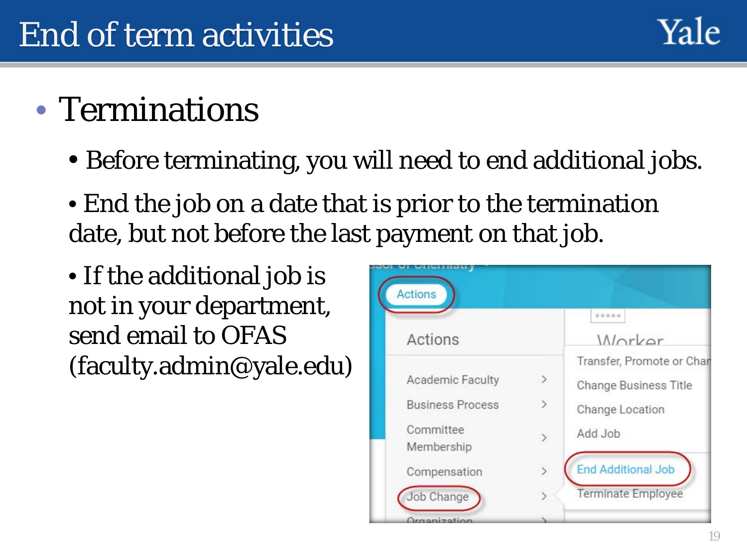# End of term activities

- Terminations
  - Before terminating, you will need to end additional jobs.
  - End the job on a date that is prior to the termination date, but not before the last payment on that job.
  - If the additional job is not in your department, send email to OFAS (faculty.admin@yale.edu)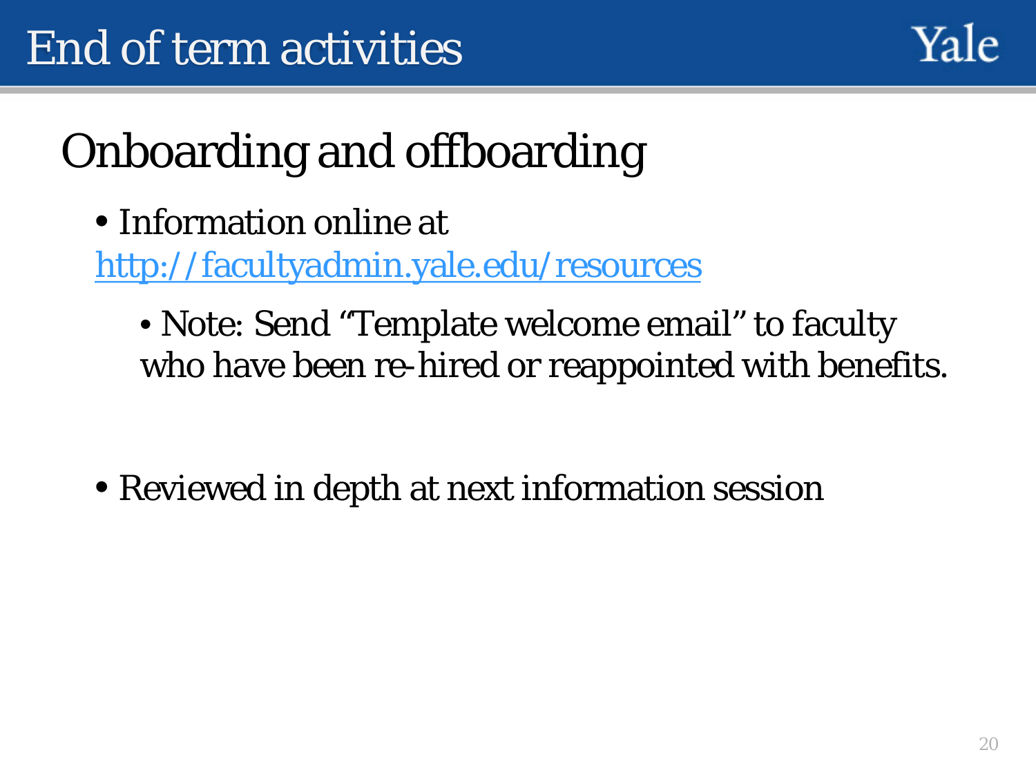# End of term activities

## Onboarding and offboarding

- Information online at [http://facultyadmin.yale.edu/resources](http://facultyadmin.yale.edu/resources)
  - Note: Send "Template welcome email" to faculty who have been re-hired or reappointed with benefits.

- Reviewed in depth at next information session